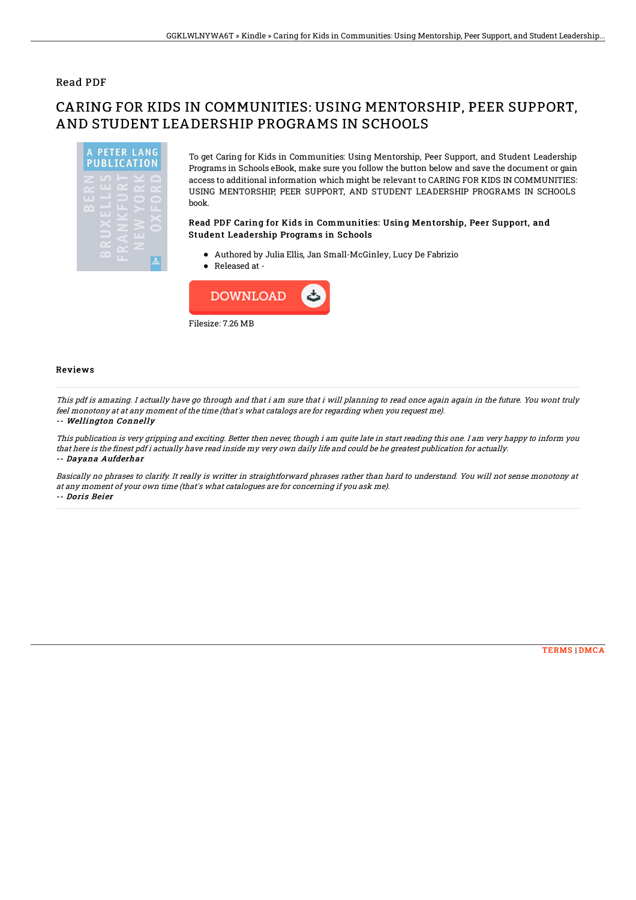# Read PDF

## CARING FOR KIDS IN COMMUNITIES: USING MENTORSHIP, PEER SUPPORT, AND STUDENT LEADERSHIP PROGRAMS IN SCHOOLS

To get Caring for Kids in Communities: Using Mentorship, Peer Support, and Student Leadership Programs in Schools eBook, make sure you follow the button below and save the document or gain access to additional information which might be relevant to CARING FOR KIDS IN COMMUNITIES: USING MENTORSHIP, PEER SUPPORT, AND STUDENT LEADERSHIP PROGRAMS IN SCHOOLS book.

### Read PDF Caring for Kids in Communities: Using Mentorship, Peer Support, and Student Leadership Programs in Schools

- Authored by Julia Ellis, Jan Small-McGinley, Lucy De Fabrizio
- Released at -

DOWNLOAD

Filesize: 7.26 MB

### Reviews

*This pdf is amazing. I actually have go through and that i am sure that i will planning to read once again again in the future. You wont truly feel monotony at at any moment of the time (that's what catalogs are for regarding when you request me).*

*-- Wellington Connelly*

*This publication is very gripping and exciting. Better then never, though i am quite late in start reading this one. I am very happy to inform you that here is the finest pdf i actually have read inside my very own daily life and could be he greatest publication for actually.*

*-- Dayana Aufderhar*

*Basically no phrases to clarify. It really is writter in straightforward phrases rather than hard to understand. You will not sense monotony at at any moment of your own time (that's what catalogues are for concerning if you ask me).*

*-- Doris Beier*

TERMS | DMCA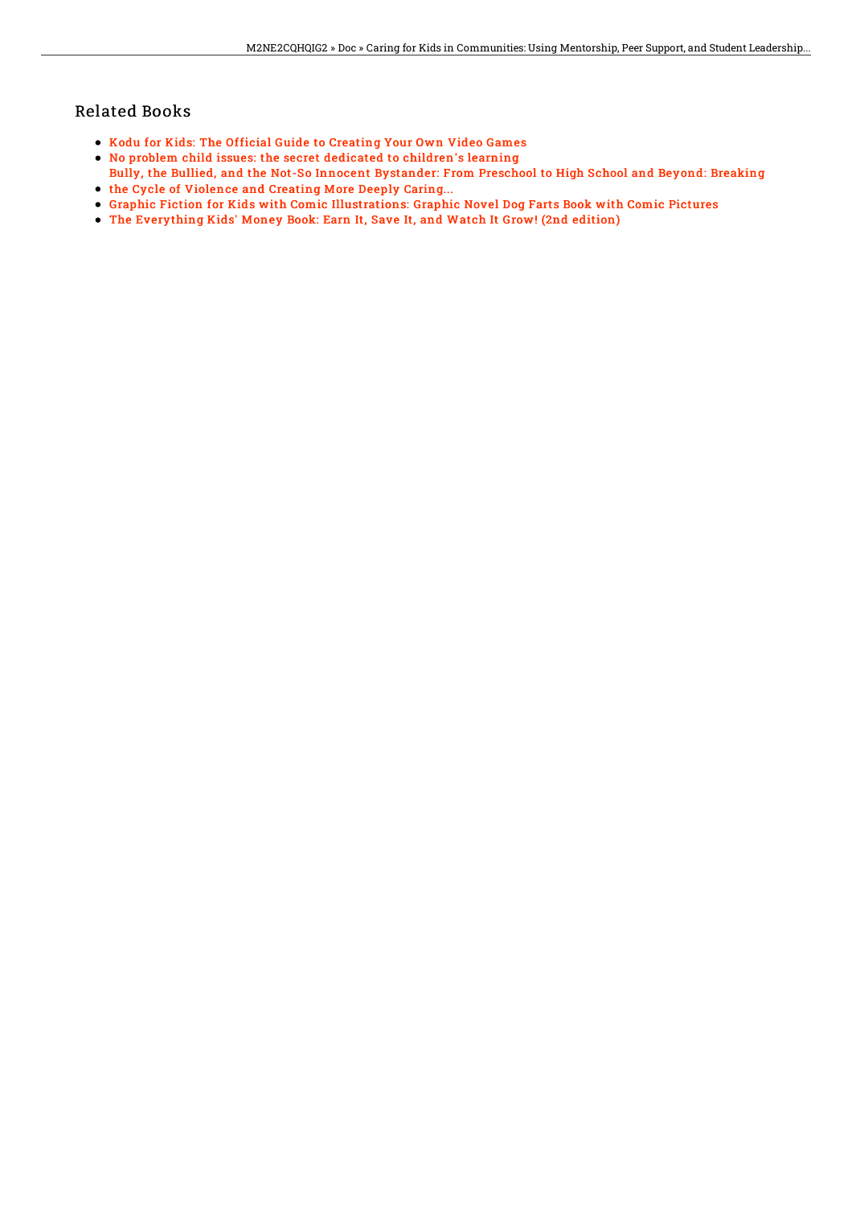## Related Books

- Kodu for Kids: The Official Guide to Creating Your Own Video Games
- No problem child issues: the secret dedicated to children's learning
- Bully, the Bullied, and the Not-So Innocent Bystander: From Preschool to High School and Beyond: Breaking the Cycle of Violence and Creating More Deeply Caring...
- Graphic Fiction for Kids with Comic Illustrations: Graphic Novel Dog Farts Book with Comic Pictures
- The Everything Kids' Money Book: Earn It, Save It, and Watch It Grow! (2nd edition)